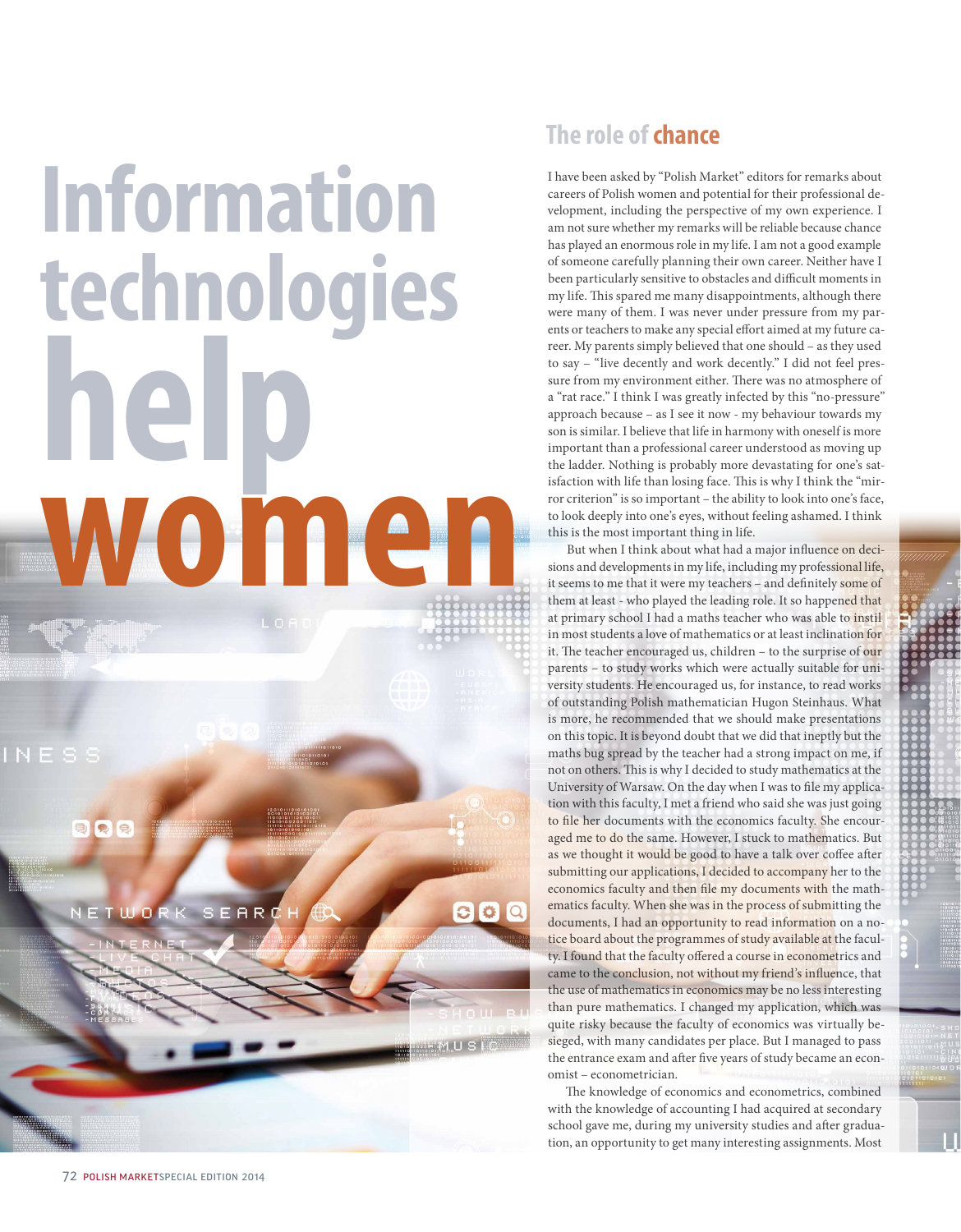# Information technologies help women

## The role of chance

I have been asked by "Polish Market" editors for remarks about careers of Polish women and potential for their professional development, including the perspective of my own experience. I am not sure whether my remarks will be reliable because chance has played an enormous role in my life. I am not a good example of someone carefully planning their own career. Neither have I been particularly sensitive to obstacles and difficult moments in my life. This spared me many disappointments, although there were many of them. I was never under pressure from my parents or teachers to make any special effort aimed at my future career. My parents simply believed that one should – as they used to say – "live decently and work decently." I did not feel pressure from my environment either. There was no atmosphere of a "rat race." I think I was greatly infected by this "no-pressure" approach because – as I see it now - my behaviour towards my son is similar. I believe that life in harmony with oneself is more important than a professional career understood as moving up the ladder. Nothing is probably more devastating for one's satisfaction with life than losing face. This is why I think the "mirror criterion" is so important – the ability to look into one's face, to look deeply into one's eyes, without feeling ashamed. I think this is the most important thing in life.

But when I think about what had a major influence on decisions and developments in my life, including my professional life, it seems to me that it were my teachers – and definitely some of them at least - who played the leading role. It so happened that at primary school I had a maths teacher who was able to instil in most students a love of mathematics or at least inclination for it. The teacher encouraged us, children – to the surprise of our parents – to study works which were actually suitable for university students. He encouraged us, for instance, to read works of outstanding Polish mathematician Hugon Steinhaus. What is more, he recommended that we should make presentations on this topic. It is beyond doubt that we did that ineptly but the maths bug spread by the teacher had a strong impact on me, if not on others. This is why I decided to study mathematics at the University of Warsaw. On the day when I was to file my application with this faculty, I met a friend who said she was just going to file her documents with the economics faculty. She encouraged me to do the same. However, I stuck to mathematics. But as we thought it would be good to have a talk over coffee after submitting our applications, I decided to accompany her to the economics faculty and then file my documents with the mathematics faculty. When she was in the process of submitting the documents, I had an opportunity to read information on a notice board about the programmes of study available at the faculty. I found that the faculty offered a course in econometrics and came to the conclusion, not without my friend's influence, that the use of mathematics in economics may be no less interesting than pure mathematics. I changed my application, which was quite risky because the faculty of economics was virtually besieged, with many candidates per place. But I managed to pass the entrance exam and after five years of study became an economist – econometrician.

The knowledge of economics and econometrics, combined with the knowledge of accounting I had acquired at secondary school gave me, during my university studies and after graduation, an opportunity to get many interesting assignments. Most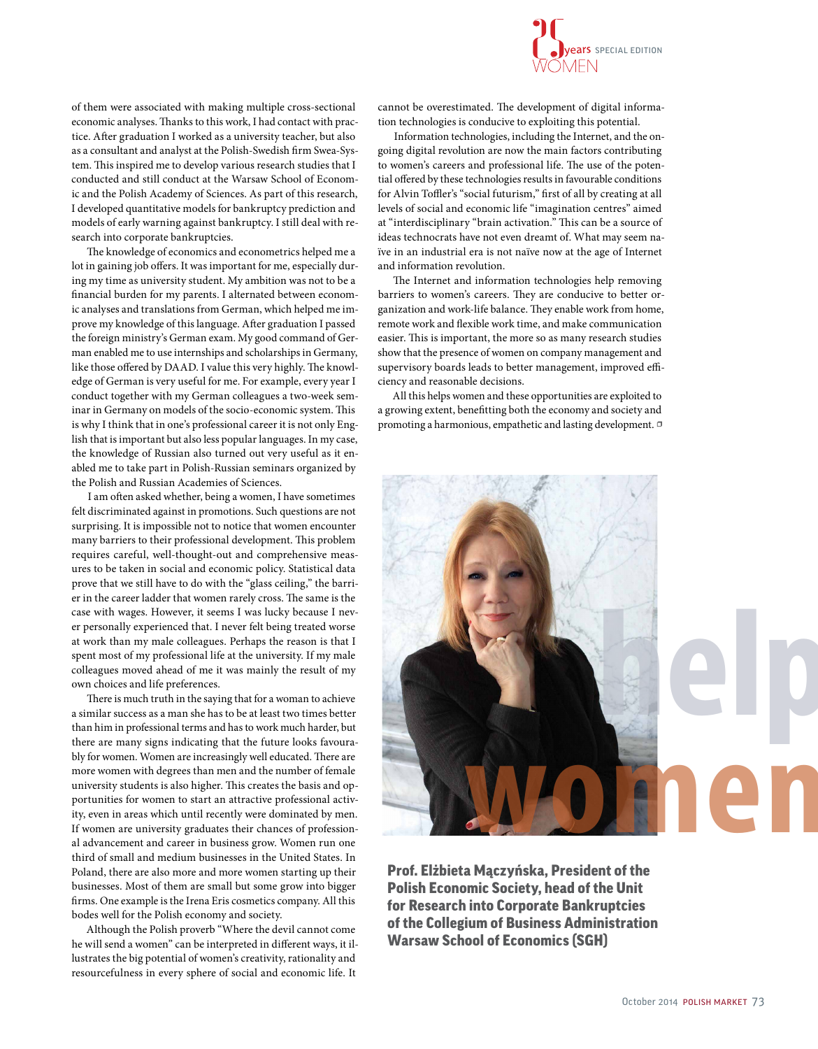of them were associated with making multiple cross-sectional economic analyses. Thanks to this work, I had contact with practice. After graduation I worked as a university teacher, but also as a consultant and analyst at the Polish-Swedish firm Swea-System. This inspired me to develop various research studies that I conducted and still conduct at the Warsaw School of Economic and the Polish Academy of Sciences. As part of this research, I developed quantitative models for bankruptcy prediction and models of early warning against bankruptcy. I still deal with research into corporate bankruptcies.

The knowledge of economics and econometrics helped me a lot in gaining job offers. It was important for me, especially during my time as university student. My ambition was not to be a financial burden for my parents. I alternated between economic analyses and translations from German, which helped me improve my knowledge of this language. After graduation I passed the foreign ministry's German exam. My good command of German enabled me to use internships and scholarships in Germany, like those offered by DAAD. I value this very highly. The knowledge of German is very useful for me. For example, every year I conduct together with my German colleagues a two-week seminar in Germany on models of the socio-economic system. This is why I think that in one's professional career it is not only English that is important but also less popular languages. In my case, the knowledge of Russian also turned out very useful as it enabled me to take part in Polish-Russian seminars organized by the Polish and Russian Academies of Sciences.

I am often asked whether, being a women, I have sometimes felt discriminated against in promotions. Such questions are not surprising. It is impossible not to notice that women encounter many barriers to their professional development. This problem requires careful, well-thought-out and comprehensive measures to be taken in social and economic policy. Statistical data prove that we still have to do with the "glass ceiling," the barrier in the career ladder that women rarely cross. The same is the case with wages. However, it seems I was lucky because I never personally experienced that. I never felt being treated worse at work than my male colleagues. Perhaps the reason is that I spent most of my professional life at the university. If my male colleagues moved ahead of me it was mainly the result of my own choices and life preferences.

There is much truth in the saying that for a woman to achieve a similar success as a man she has to be at least two times better than him in professional terms and has to work much harder, but there are many signs indicating that the future looks favourably for women. Women are increasingly well educated. There are more women with degrees than men and the number of female university students is also higher. This creates the basis and opportunities for women to start an attractive professional activity, even in areas which until recently were dominated by men. If women are university graduates their chances of professional advancement and career in business grow. Women run one third of small and medium businesses in the United States. In Poland, there are also more and more women starting up their businesses. Most of them are small but some grow into bigger firms. One example is the Irena Eris cosmetics company. All this bodes well for the Polish economy and society.

Although the Polish proverb "Where the devil cannot come he will send a women" can be interpreted in different ways, it illustrates the big potential of women's creativity, rationality and resourcefulness in every sphere of social and economic life. It cannot be overestimated. The development of digital information technologies is conducive to exploiting this potential.

Information technologies, including the Internet, and the ongoing digital revolution are now the main factors contributing to women's careers and professional life. The use of the potential offered by these technologies results in favourable conditions for Alvin Toffler's "social futurism," first of all by creating at all levels of social and economic life "imagination centres" aimed at "interdisciplinary "brain activation." This can be a source of ideas technocrats have not even dreamt of. What may seem naïve in an industrial era is not naïve now at the age of Internet and information revolution.

The Internet and information technologies help removing barriers to women's careers. They are conducive to better organization and work-life balance. They enable work from home, remote work and flexible work time, and make communication easier. This is important, the more so as many research studies show that the presence of women on company management and supervisory boards leads to better management, improved efficiency and reasonable decisions.

All this helps women and these opportunities are exploited to a growing extent, benefitting both the economy and society and promoting a harmonious, empathetic and lasting development. ▫

help women

**Prof. Elżbieta Mączyńska, President of the Polish Economic Society, head of the Unit for Research into Corporate Bankruptcies of the Collegium of Business Administration Warsaw School of Economics (SGH)**